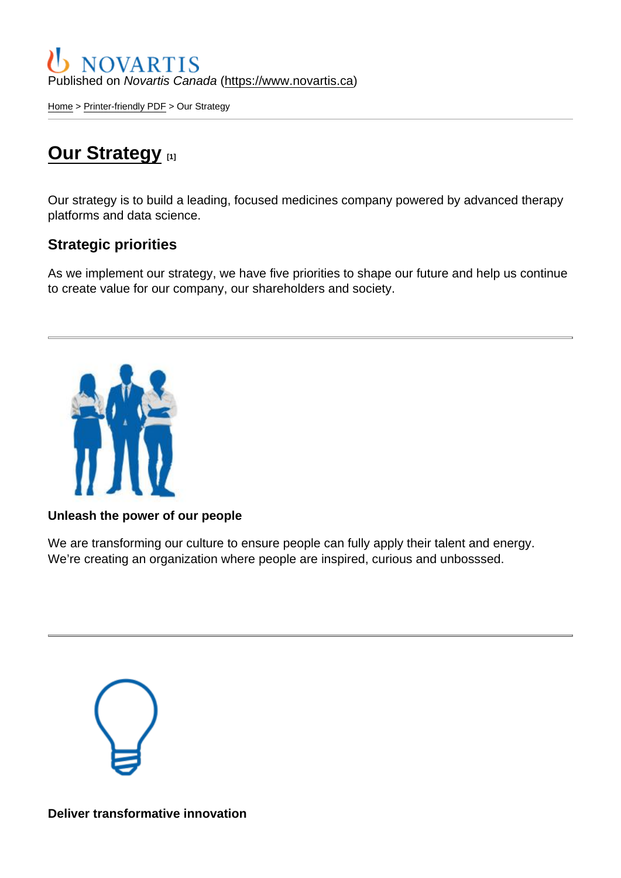Published on *Novartis Canada* (https://www.novartis.ca)

Home > Printer-friendly PDF > Our Strategy

# Our Strategy [1]

Our strategy is to build a leading, focused medicines company powered by advanced therapy platforms and data science.

## Strategic priorities

As we implement our strategy, we have five priorities to shape our future and help us continue to create value for our company, our shareholders and society.

---

**Unleash the power of our people**

We are transforming our culture to ensure people can fully apply their talent and energy. We're creating an organization where people are inspired, curious and unbosssed.

---

**Deliver transformative innovation**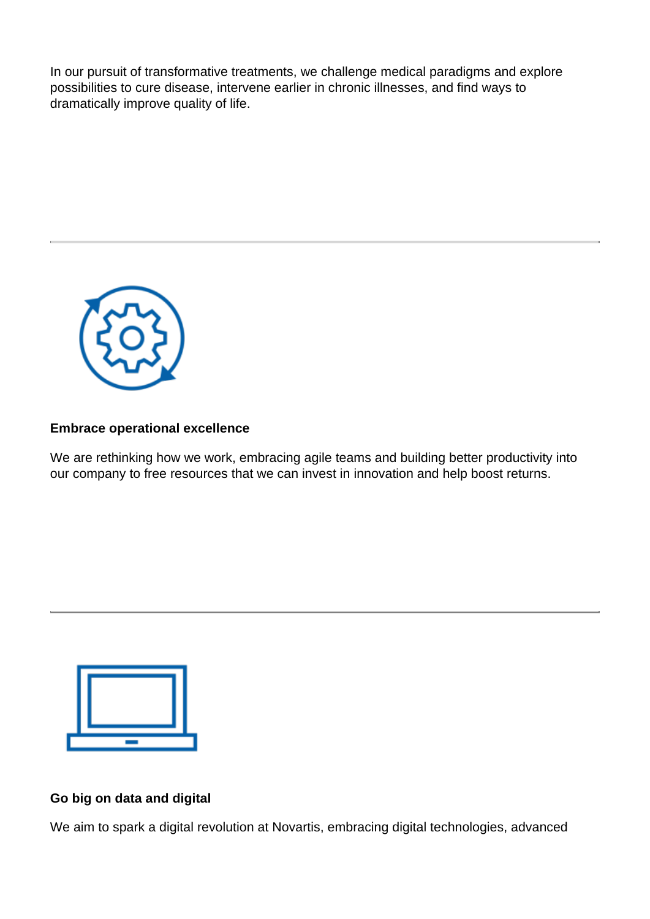In our pursuit of transformative treatments, we challenge medical paradigms and explore possibilities to cure disease, intervene earlier in chronic illnesses, and find ways to dramatically improve quality of life.

---

**Embrace operational excellence**

We are rethinking how we work, embracing agile teams and building better productivity into our company to free resources that we can invest in innovation and help boost returns.

---

**Go big on data and digital**

We aim to spark a digital revolution at Novartis, embracing digital technologies, advanced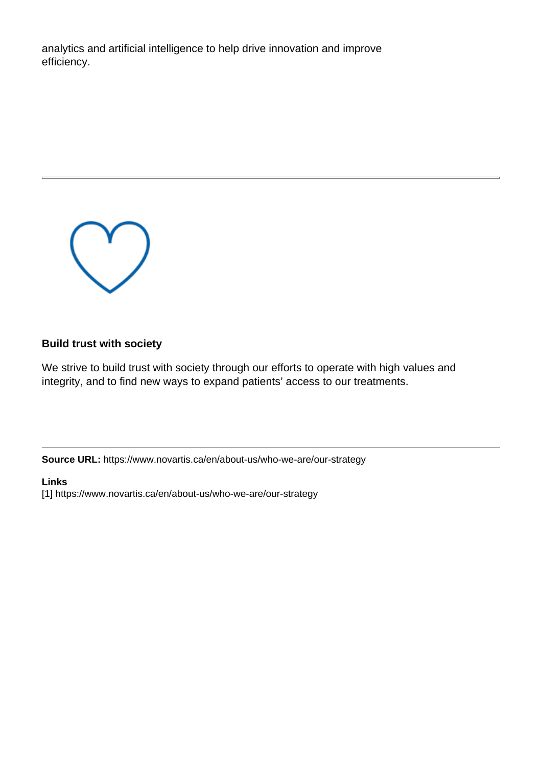analytics and artificial intelligence to help drive innovation and improve efficiency.

---

**Build trust with society**

We strive to build trust with society through our efforts to operate with high values and integrity, and to find new ways to expand patients' access to our treatments.

---

**Source URL:** https://www.novartis.ca/en/about-us/who-we-are/our-strategy

**Links**

[1] https://www.novartis.ca/en/about-us/who-we-are/our-strategy